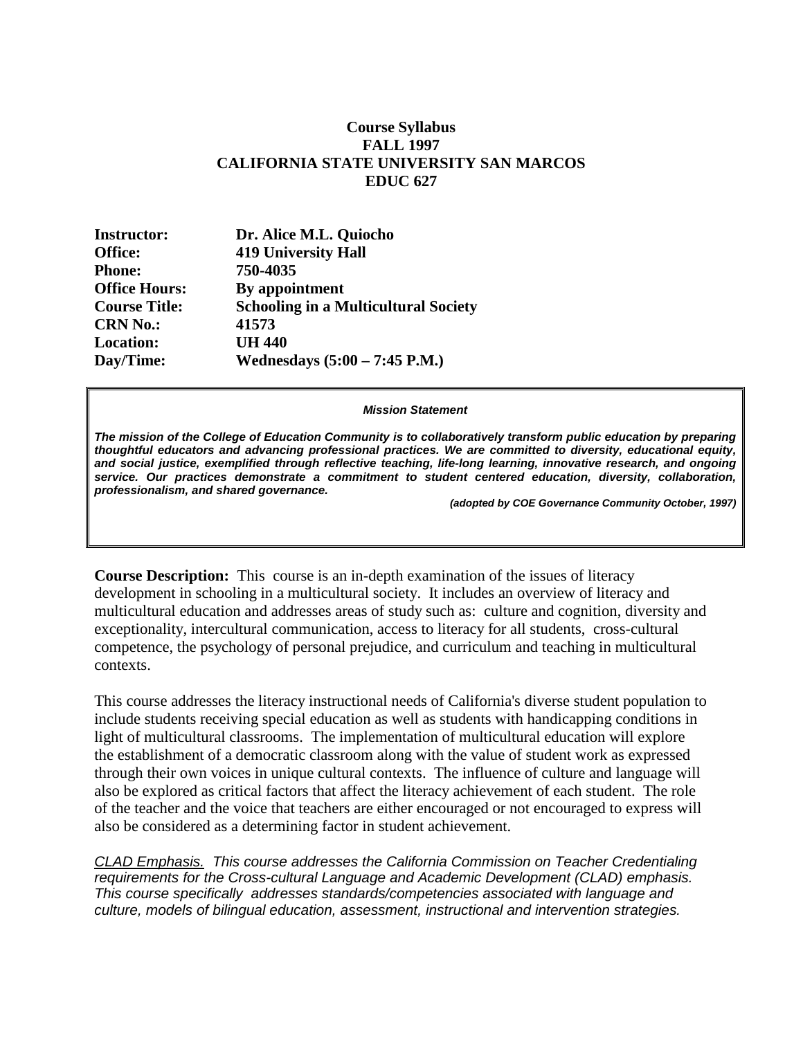**Course Syllabus**
**FALL 1997**
**CALIFORNIA STATE UNIVERSITY SAN MARCOS**
**EDUC 627**

| | |
|---|---|
| **Instructor:** | **Dr. Alice M.L. Quiocho** |
| **Office:** | **419 University Hall** |
| **Phone:** | **750-4035** |
| **Office Hours:** | **By appointment** |
| **Course Title:** | **Schooling in a Multicultural Society** |
| **CRN No.:** | **41573** |
| **Location:** | **UH 440** |
| **Day/Time:** | **Wednesdays (5:00 – 7:45 P.M.)** |

***Mission Statement***

***The mission of the College of Education Community is to collaboratively transform public education by preparing thoughtful educators and advancing professional practices. We are committed to diversity, educational equity, and social justice, exemplified through reflective teaching, life-long learning, innovative research, and ongoing service. Our practices demonstrate a commitment to student centered education, diversity, collaboration, professionalism, and shared governance.***

***(adopted by COE Governance Community October, 1997)***

**Course Description:** This course is an in-depth examination of the issues of literacy development in schooling in a multicultural society. It includes an overview of literacy and multicultural education and addresses areas of study such as: culture and cognition, diversity and exceptionality, intercultural communication, access to literacy for all students, cross-cultural competence, the psychology of personal prejudice, and curriculum and teaching in multicultural contexts.

This course addresses the literacy instructional needs of California's diverse student population to include students receiving special education as well as students with handicapping conditions in light of multicultural classrooms. The implementation of multicultural education will explore the establishment of a democratic classroom along with the value of student work as expressed through their own voices in unique cultural contexts. The influence of culture and language will also be explored as critical factors that affect the literacy achievement of each student. The role of the teacher and the voice that teachers are either encouraged or not encouraged to express will also be considered as a determining factor in student achievement.

*CLAD Emphasis. This course addresses the California Commission on Teacher Credentialing requirements for the Cross-cultural Language and Academic Development (CLAD) emphasis. This course specifically addresses standards/competencies associated with language and culture, models of bilingual education, assessment, instructional and intervention strategies.*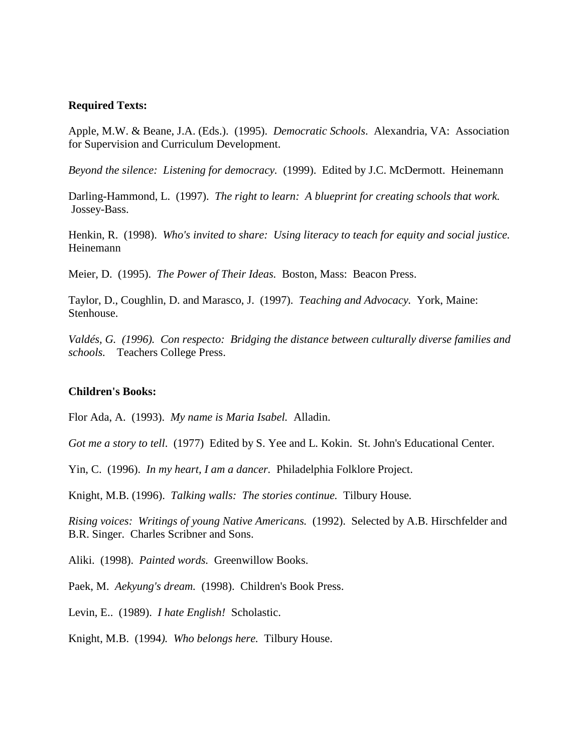**Required Texts:**

Apple, M.W. & Beane, J.A. (Eds.). (1995). *Democratic Schools*. Alexandria, VA: Association for Supervision and Curriculum Development.

*Beyond the silence: Listening for democracy.* (1999). Edited by J.C. McDermott. Heinemann

Darling-Hammond, L. (1997). *The right to learn: A blueprint for creating schools that work.* Jossey-Bass.

Henkin, R. (1998). *Who's invited to share: Using literacy to teach for equity and social justice.* Heinemann

Meier, D. (1995). *The Power of Their Ideas.* Boston, Mass: Beacon Press.

Taylor, D., Coughlin, D. and Marasco, J. (1997). *Teaching and Advocacy.* York, Maine: Stenhouse.

*Valdés, G. (1996). Con respecto: Bridging the distance between culturally diverse families and schools.* Teachers College Press.

**Children's Books:**

Flor Ada, A. (1993). *My name is Maria Isabel.* Alladin.

*Got me a story to tell*. (1977) Edited by S. Yee and L. Kokin. St. John's Educational Center.

Yin, C. (1996). *In my heart, I am a dancer.* Philadelphia Folklore Project.

Knight, M.B. (1996). *Talking walls: The stories continue.* Tilbury House.

*Rising voices: Writings of young Native Americans.* (1992). Selected by A.B. Hirschfelder and B.R. Singer. Charles Scribner and Sons.

Aliki. (1998). *Painted words.* Greenwillow Books.

Paek, M. *Aekyung's dream.* (1998). Children's Book Press.

Levin, E.. (1989). *I hate English!* Scholastic.

Knight, M.B. (1994*). Who belongs here.* Tilbury House.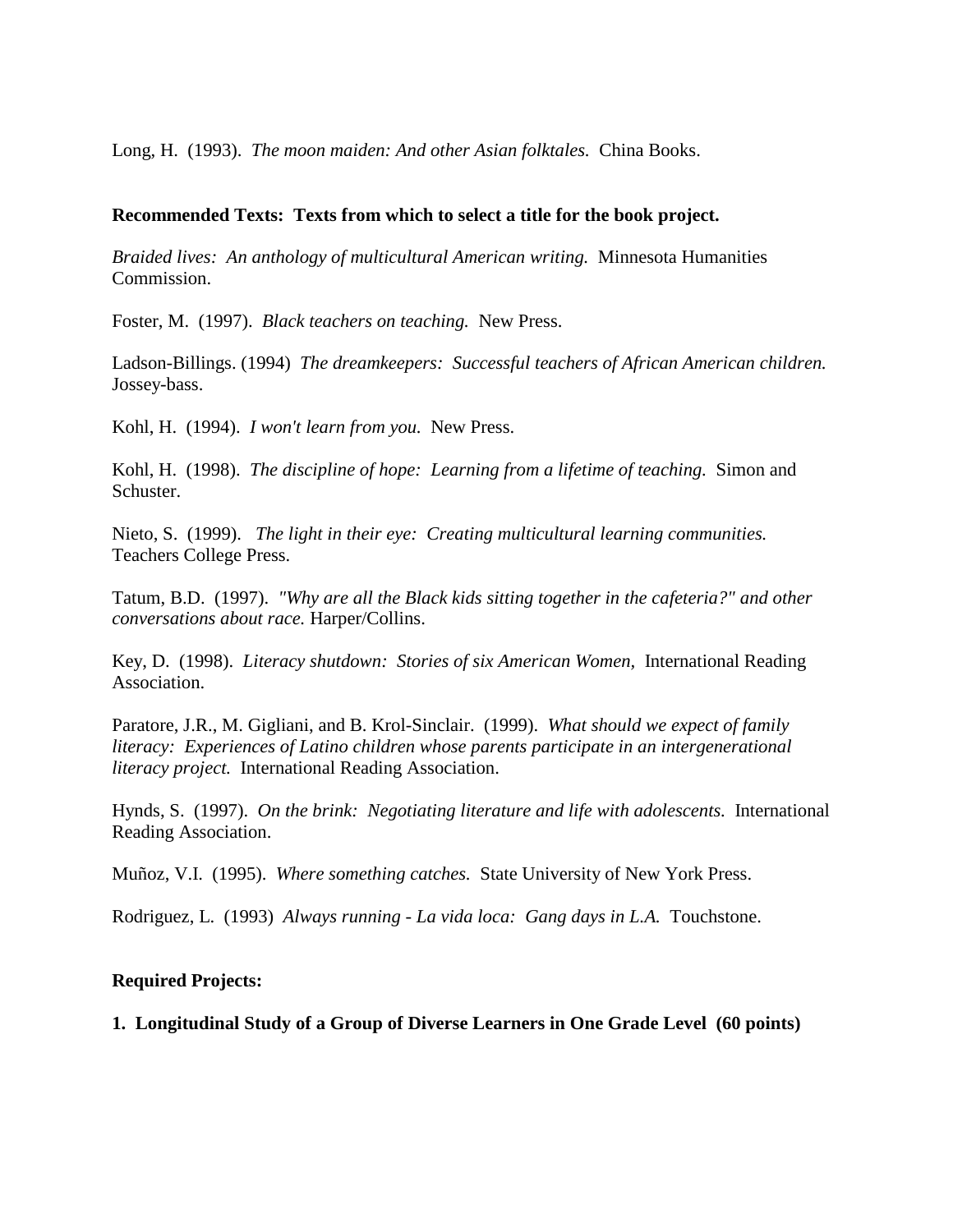Long, H. (1993). *The moon maiden: And other Asian folktales.* China Books.

**Recommended Texts: Texts from which to select a title for the book project.**

*Braided lives: An anthology of multicultural American writing.* Minnesota Humanities Commission.

Foster, M. (1997). *Black teachers on teaching.* New Press.

Ladson-Billings. (1994) *The dreamkeepers: Successful teachers of African American children.* Jossey-bass.

Kohl, H. (1994). *I won't learn from you.* New Press.

Kohl, H. (1998). *The discipline of hope: Learning from a lifetime of teaching.* Simon and Schuster.

Nieto, S. (1999). *The light in their eye: Creating multicultural learning communities.* Teachers College Press.

Tatum, B.D. (1997). *"Why are all the Black kids sitting together in the cafeteria?" and other conversations about race.* Harper/Collins.

Key, D. (1998). *Literacy shutdown: Stories of six American Women,* International Reading Association.

Paratore, J.R., M. Gigliani, and B. Krol-Sinclair. (1999). *What should we expect of family literacy: Experiences of Latino children whose parents participate in an intergenerational literacy project.* International Reading Association.

Hynds, S. (1997). *On the brink: Negotiating literature and life with adolescents.* International Reading Association.

Muñoz, V.I. (1995). *Where something catches.* State University of New York Press.

Rodriguez, L. (1993) *Always running - La vida loca: Gang days in L.A.* Touchstone.

**Required Projects:**

**1. Longitudinal Study of a Group of Diverse Learners in One Grade Level (60 points)**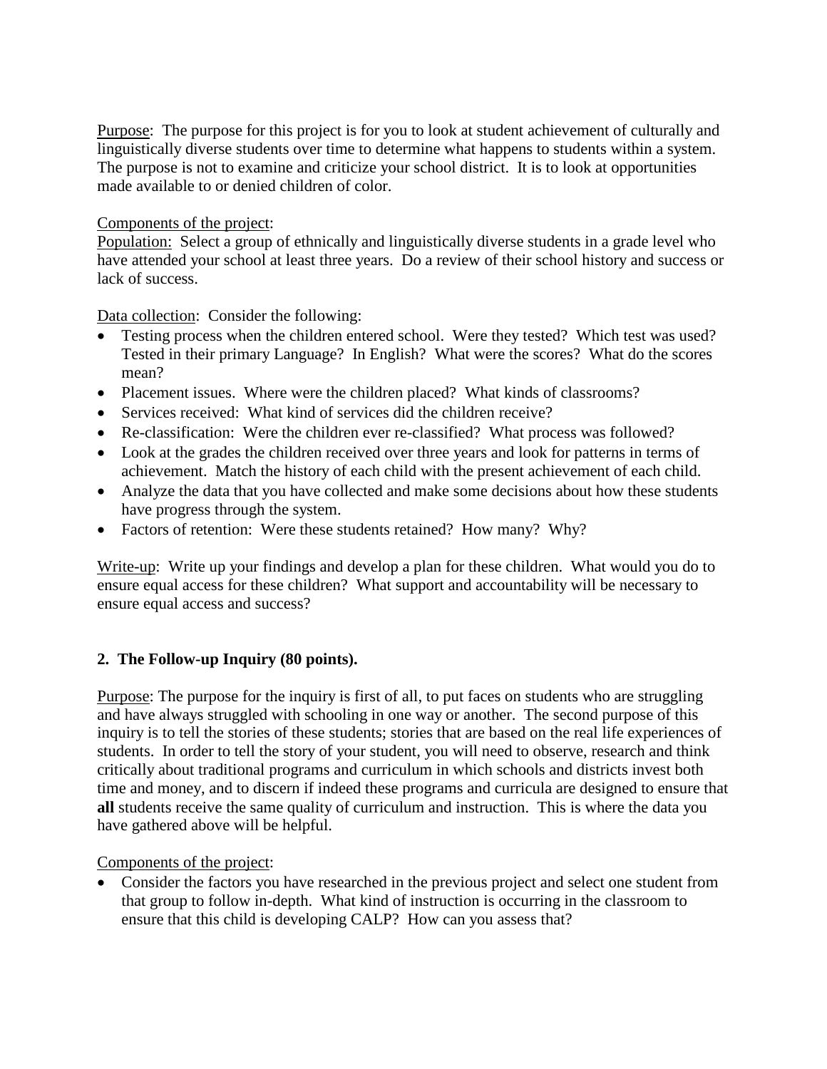Purpose: The purpose for this project is for you to look at student achievement of culturally and linguistically diverse students over time to determine what happens to students within a system. The purpose is not to examine and criticize your school district. It is to look at opportunities made available to or denied children of color.

Components of the project:

Population: Select a group of ethnically and linguistically diverse students in a grade level who have attended your school at least three years. Do a review of their school history and success or lack of success.

Data collection: Consider the following:

- Testing process when the children entered school. Were they tested? Which test was used? Tested in their primary Language? In English? What were the scores? What do the scores mean?
- Placement issues. Where were the children placed? What kinds of classrooms?
- Services received: What kind of services did the children receive?
- Re-classification: Were the children ever re-classified? What process was followed?
- Look at the grades the children received over three years and look for patterns in terms of achievement. Match the history of each child with the present achievement of each child.
- Analyze the data that you have collected and make some decisions about how these students have progress through the system.
- Factors of retention: Were these students retained? How many? Why?

Write-up: Write up your findings and develop a plan for these children. What would you do to ensure equal access for these children? What support and accountability will be necessary to ensure equal access and success?

### 2. The Follow-up Inquiry (80 points).

Purpose: The purpose for the inquiry is first of all, to put faces on students who are struggling and have always struggled with schooling in one way or another. The second purpose of this inquiry is to tell the stories of these students; stories that are based on the real life experiences of students. In order to tell the story of your student, you will need to observe, research and think critically about traditional programs and curriculum in which schools and districts invest both time and money, and to discern if indeed these programs and curricula are designed to ensure that **all** students receive the same quality of curriculum and instruction. This is where the data you have gathered above will be helpful.

Components of the project:

- Consider the factors you have researched in the previous project and select one student from that group to follow in-depth. What kind of instruction is occurring in the classroom to ensure that this child is developing CALP? How can you assess that?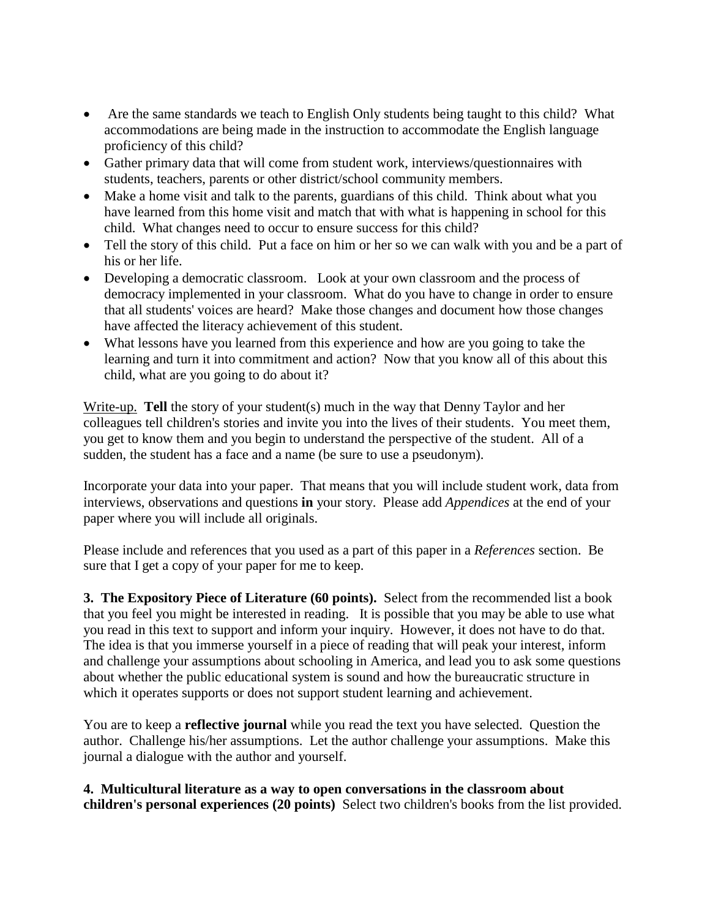- Are the same standards we teach to English Only students being taught to this child? What accommodations are being made in the instruction to accommodate the English language proficiency of this child?
- Gather primary data that will come from student work, interviews/questionnaires with students, teachers, parents or other district/school community members.
- Make a home visit and talk to the parents, guardians of this child. Think about what you have learned from this home visit and match that with what is happening in school for this child. What changes need to occur to ensure success for this child?
- Tell the story of this child. Put a face on him or her so we can walk with you and be a part of his or her life.
- Developing a democratic classroom. Look at your own classroom and the process of democracy implemented in your classroom. What do you have to change in order to ensure that all students' voices are heard? Make those changes and document how those changes have affected the literacy achievement of this student.
- What lessons have you learned from this experience and how are you going to take the learning and turn it into commitment and action? Now that you know all of this about this child, what are you going to do about it?

<u>Write-up.</u> **Tell** the story of your student(s) much in the way that Denny Taylor and her colleagues tell children's stories and invite you into the lives of their students. You meet them, you get to know them and you begin to understand the perspective of the student. All of a sudden, the student has a face and a name (be sure to use a pseudonym).

Incorporate your data into your paper. That means that you will include student work, data from interviews, observations and questions **in** your story. Please add *Appendices* at the end of your paper where you will include all originals.

Please include and references that you used as a part of this paper in a *References* section. Be sure that I get a copy of your paper for me to keep.

**3. The Expository Piece of Literature (60 points).** Select from the recommended list a book that you feel you might be interested in reading. It is possible that you may be able to use what you read in this text to support and inform your inquiry. However, it does not have to do that. The idea is that you immerse yourself in a piece of reading that will peak your interest, inform and challenge your assumptions about schooling in America, and lead you to ask some questions about whether the public educational system is sound and how the bureaucratic structure in which it operates supports or does not support student learning and achievement.

You are to keep a **reflective journal** while you read the text you have selected. Question the author. Challenge his/her assumptions. Let the author challenge your assumptions. Make this journal a dialogue with the author and yourself.

**4. Multicultural literature as a way to open conversations in the classroom about children's personal experiences (20 points)** Select two children's books from the list provided.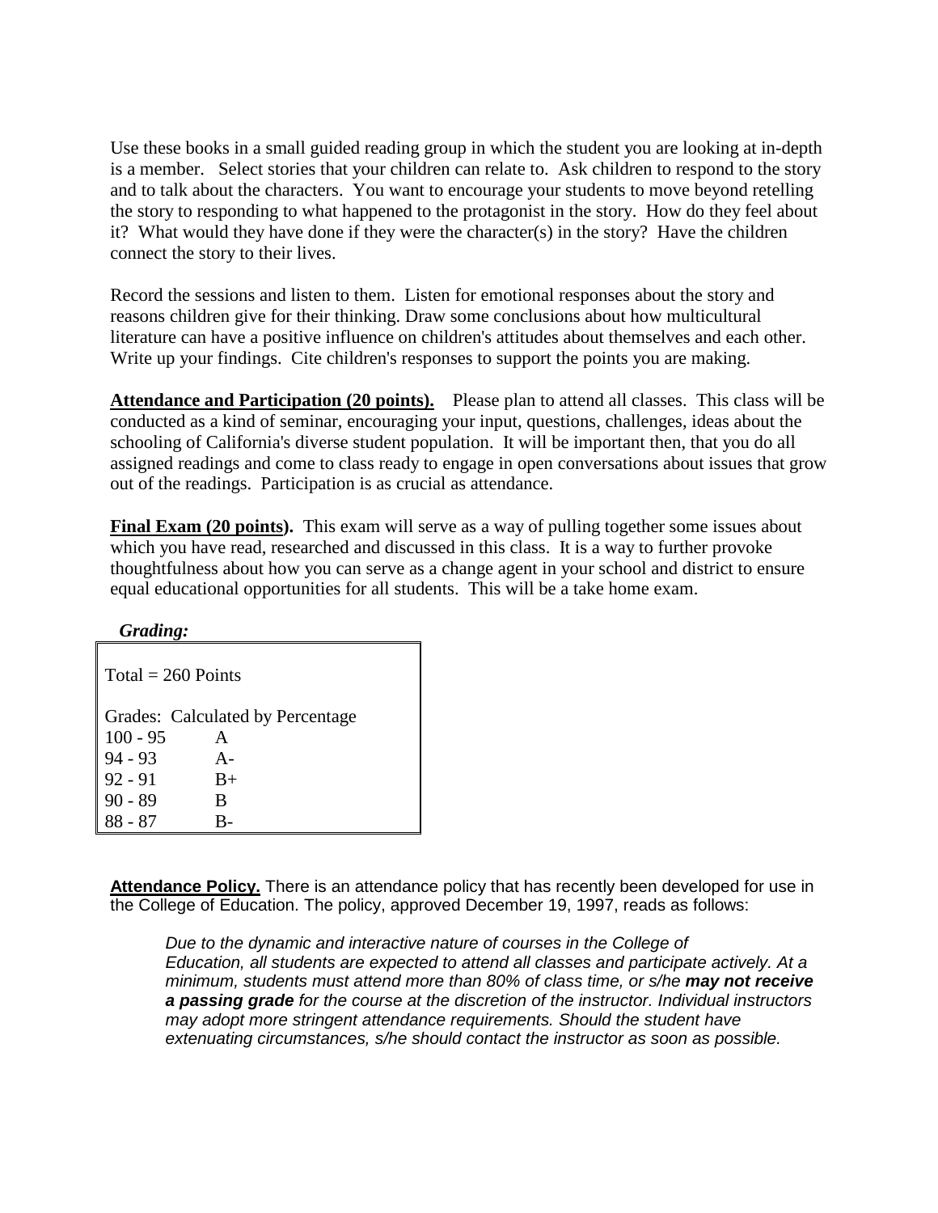Use these books in a small guided reading group in which the student you are looking at in-depth is a member. Select stories that your children can relate to. Ask children to respond to the story and to talk about the characters. You want to encourage your students to move beyond retelling the story to responding to what happened to the protagonist in the story. How do they feel about it? What would they have done if they were the character(s) in the story? Have the children connect the story to their lives.

Record the sessions and listen to them. Listen for emotional responses about the story and reasons children give for their thinking. Draw some conclusions about how multicultural literature can have a positive influence on children's attitudes about themselves and each other. Write up your findings. Cite children's responses to support the points you are making.

**Attendance and Participation (20 points).** Please plan to attend all classes. This class will be conducted as a kind of seminar, encouraging your input, questions, challenges, ideas about the schooling of California's diverse student population. It will be important then, that you do all assigned readings and come to class ready to engage in open conversations about issues that grow out of the readings. Participation is as crucial as attendance.

**Final Exam (20 points).** This exam will serve as a way of pulling together some issues about which you have read, researched and discussed in this class. It is a way to further provoke thoughtfulness about how you can serve as a change agent in your school and district to ensure equal educational opportunities for all students. This will be a take home exam.

***Grading:***

Total = 260 Points

Grades: Calculated by Percentage

| Percentage | Grade |
|---|---|
| 100 - 95 | A |
| 94 - 93 | A- |
| 92 - 91 | B+ |
| 90 - 89 | B |
| 88 - 87 | B- |

**Attendance Policy.** There is an attendance policy that has recently been developed for use in the College of Education. The policy, approved December 19, 1997, reads as follows:

> *Due to the dynamic and interactive nature of courses in the College of Education, all students are expected to attend all classes and participate actively. At a minimum, students must attend more than 80% of class time, or s/he **may not receive a passing grade** for the course at the discretion of the instructor. Individual instructors may adopt more stringent attendance requirements. Should the student have extenuating circumstances, s/he should contact the instructor as soon as possible.*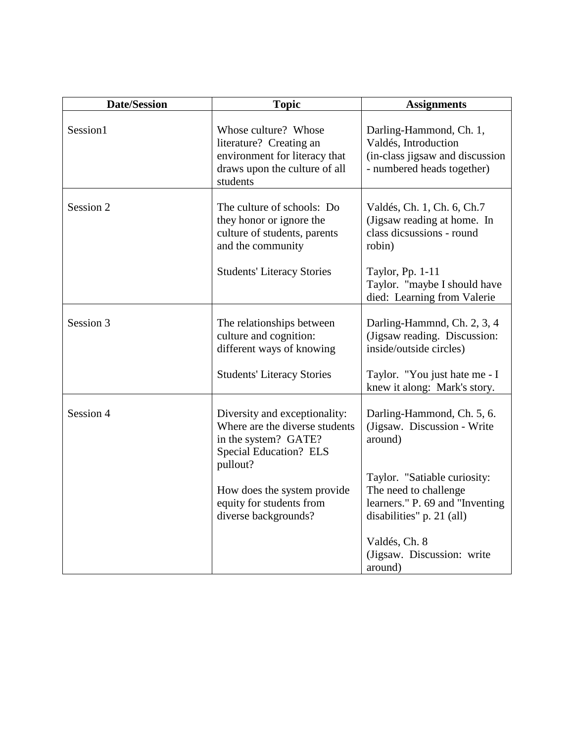| Date/Session | Topic | Assignments |
|---|---|---|
| Session1 | Whose culture? Whose literature? Creating an environment for literacy that draws upon the culture of all students | Darling-Hammond, Ch. 1, Valdés, Introduction (in-class jigsaw and discussion - numbered heads together) |
| Session 2 | The culture of schools: Do they honor or ignore the culture of students, parents and the community<br><br>Students' Literacy Stories | Valdés, Ch. 1, Ch. 6, Ch.7 (Jigsaw reading at home. In class dicsussions - round robin)<br><br>Taylor, Pp. 1-11<br>Taylor. "maybe I should have died: Learning from Valerie |
| Session 3 | The relationships between culture and cognition: different ways of knowing<br><br>Students' Literacy Stories | Darling-Hammnd, Ch. 2, 3, 4 (Jigsaw reading. Discussion: inside/outside circles)<br><br>Taylor. "You just hate me - I knew it along: Mark's story. |
| Session 4 | Diversity and exceptionality: Where are the diverse students in the system? GATE? Special Education? ELS pullout?<br><br>How does the system provide equity for students from diverse backgrounds? | Darling-Hammond, Ch. 5, 6. (Jigsaw. Discussion - Write around)<br><br>Taylor. "Satiable curiosity: The need to challenge learners." P. 69 and "Inventing disabilities" p. 21 (all)<br><br>Valdés, Ch. 8 (Jigsaw. Discussion: write around) |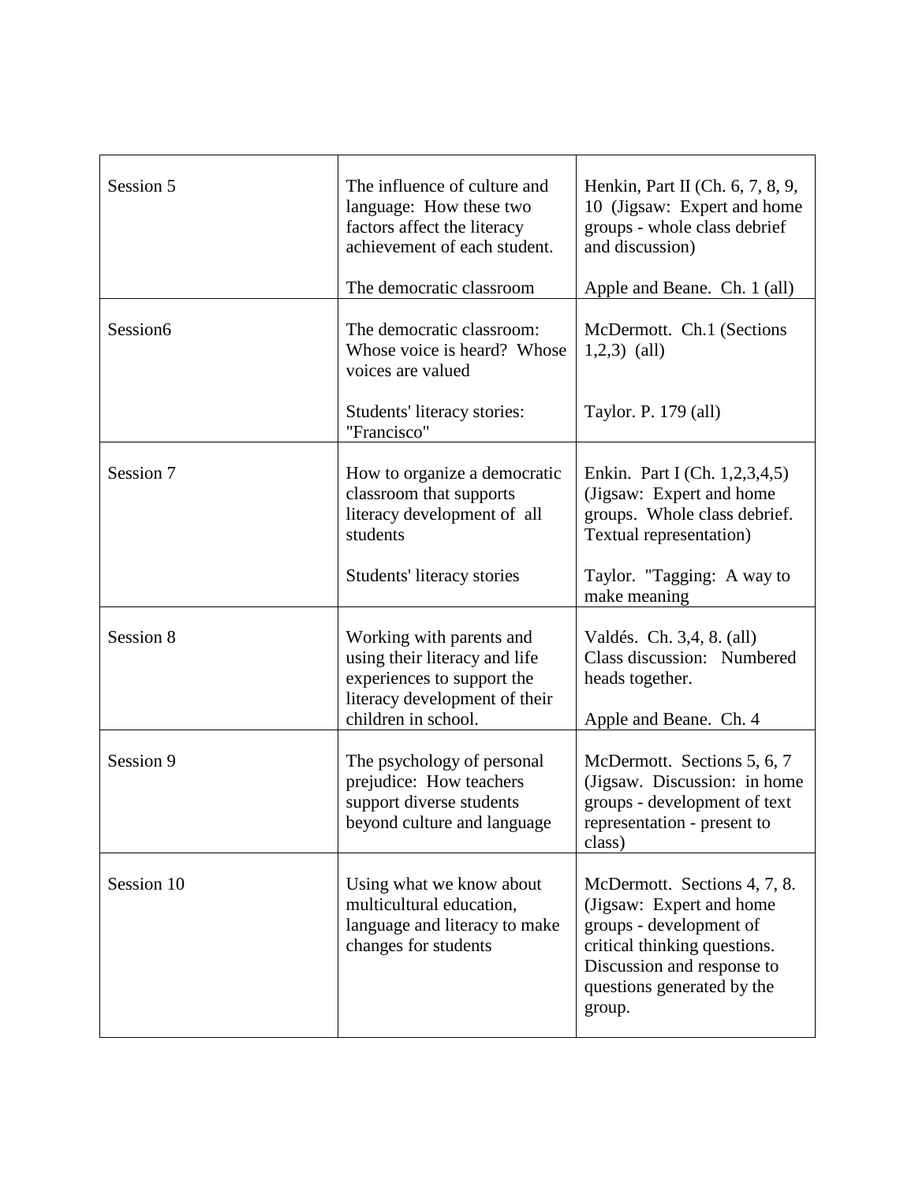| Session 5 | The influence of culture and language: How these two factors affect the literacy achievement of each student.<br><br>The democratic classroom | Henkin, Part II (Ch. 6, 7, 8, 9, 10 (Jigsaw: Expert and home groups - whole class debrief and discussion)<br><br>Apple and Beane. Ch. 1 (all) |
|---|---|---|
| Session6 | The democratic classroom: Whose voice is heard? Whose voices are valued<br><br>Students' literacy stories: "Francisco" | McDermott. Ch.1 (Sections 1,2,3) (all)<br><br>Taylor. P. 179 (all) |
| Session 7 | How to organize a democratic classroom that supports literacy development of all students<br><br>Students' literacy stories | Enkin. Part I (Ch. 1,2,3,4,5) (Jigsaw: Expert and home groups. Whole class debrief. Textual representation)<br><br>Taylor. "Tagging: A way to make meaning |
| Session 8 | Working with parents and using their literacy and life experiences to support the literacy development of their children in school. | Valdés. Ch. 3,4, 8. (all) Class discussion: Numbered heads together.<br><br>Apple and Beane. Ch. 4 |
| Session 9 | The psychology of personal prejudice: How teachers support diverse students beyond culture and language | McDermott. Sections 5, 6, 7 (Jigsaw. Discussion: in home groups - development of text representation - present to class) |
| Session 10 | Using what we know about multicultural education, language and literacy to make changes for students | McDermott. Sections 4, 7, 8. (Jigsaw: Expert and home groups - development of critical thinking questions. Discussion and response to questions generated by the group. |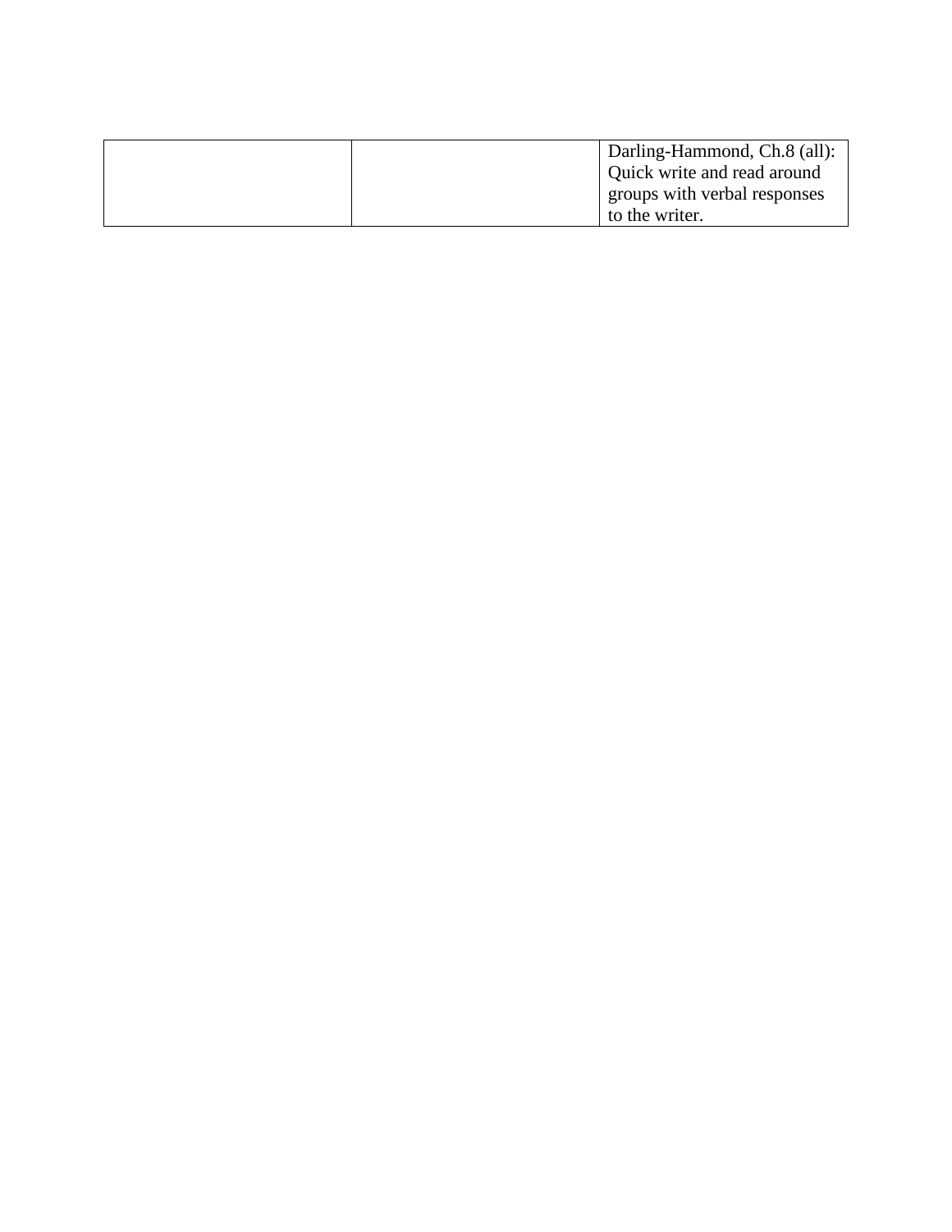| | | |
|---|---|---|
| | | Darling-Hammond, Ch.8 (all): Quick write and read around groups with verbal responses to the writer. |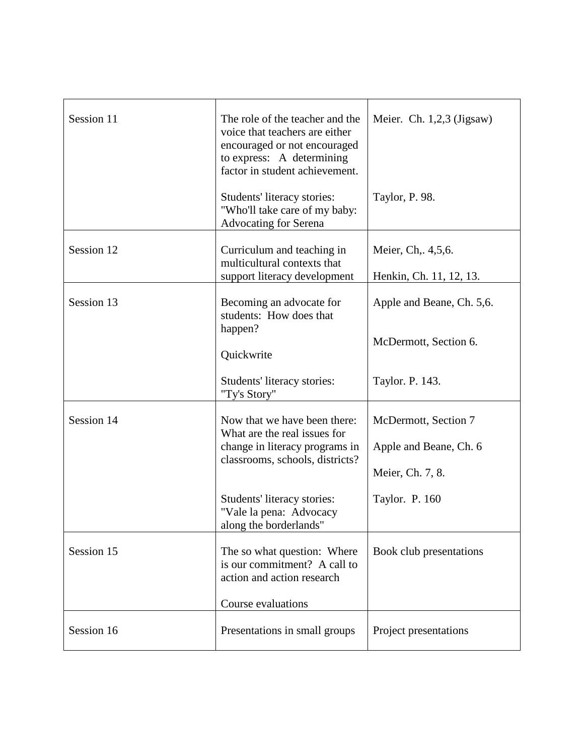| | | |
|---|---|---|
| Session 11 | The role of the teacher and the voice that teachers are either encouraged or not encouraged to express: A determining factor in student achievement.<br><br>Students' literacy stories: "Who'll take care of my baby: Advocating for Serena | Meier. Ch. 1,2,3 (Jigsaw)<br><br>Taylor, P. 98. |
| Session 12 | Curriculum and teaching in multicultural contexts that support literacy development | Meier, Ch,. 4,5,6.<br><br>Henkin, Ch. 11, 12, 13. |
| Session 13 | Becoming an advocate for students: How does that happen?<br><br>Quickwrite<br><br>Students' literacy stories: "Ty's Story" | Apple and Beane, Ch. 5,6.<br><br>McDermott, Section 6.<br><br>Taylor. P. 143. |
| Session 14 | Now that we have been there: What are the real issues for change in literacy programs in classrooms, schools, districts?<br><br>Students' literacy stories: "Vale la pena: Advocacy along the borderlands" | McDermott, Section 7<br><br>Apple and Beane, Ch. 6<br><br>Meier, Ch. 7, 8.<br><br>Taylor. P. 160 |
| Session 15 | The so what question: Where is our commitment? A call to action and action research<br><br>Course evaluations | Book club presentations |
| Session 16 | Presentations in small groups | Project presentations |